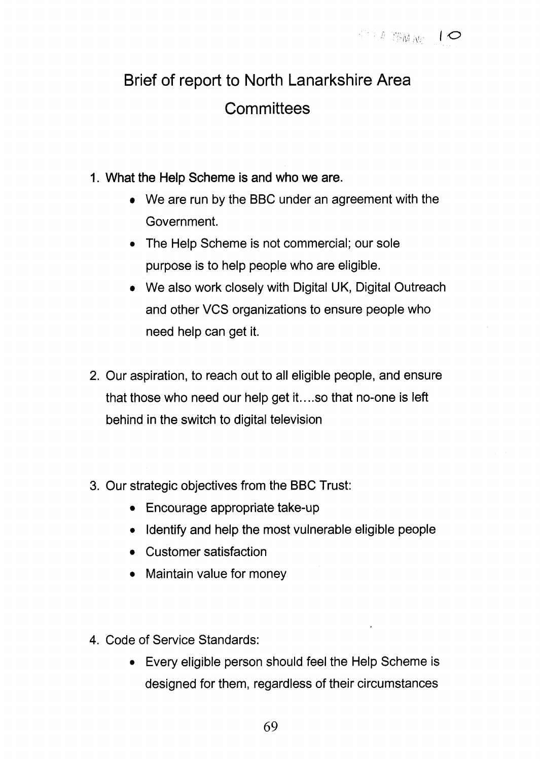# Brief of report to North Lanarkshire Area Committees

1. **What the Help Scheme is and who we are.**
   - We are run by the BBC under an agreement with the Government.
   - The Help Scheme is not commercial; our sole purpose is to help people who are eligible.
   - We also work closely with Digital UK, Digital Outreach and other VCS organizations to ensure people who need help can get it.

2. Our aspiration, to reach out to all eligible people, and ensure that those who need our help get it....so that no-one is left behind in the switch to digital television

3. Our strategic objectives from the BBC Trust:
   - Encourage appropriate take-up
   - Identify and help the most vulnerable eligible people
   - Customer satisfaction
   - Maintain value for money

4. Code of Service Standards:
   - Every eligible person should feel the Help Scheme is designed for them, regardless of their circumstances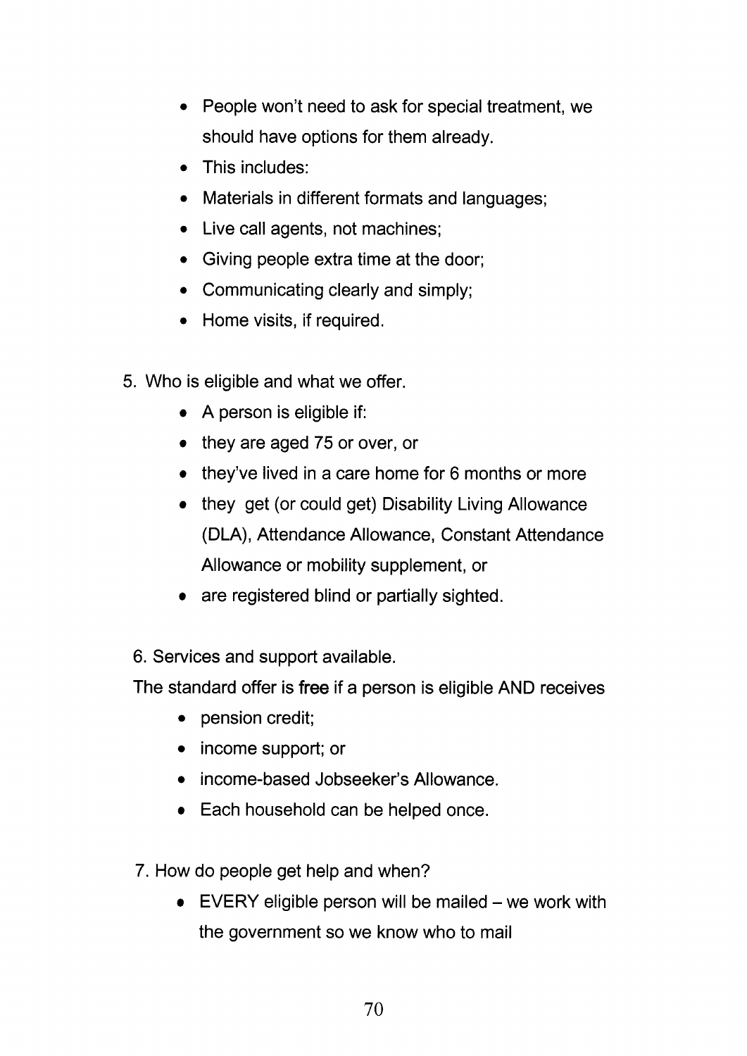- People won't need to ask for special treatment, we should have options for them already.
- This includes:
- Materials in different formats and languages;
- Live call agents, not machines;
- Giving people extra time at the door;
- Communicating clearly and simply;
- Home visits, if required.

5. Who is eligible and what we offer.
   - A person is eligible if:
   - they are aged 75 or over, or
   - they've lived in a care home for 6 months or more
   - they get (or could get) Disability Living Allowance (DLA), Attendance Allowance, Constant Attendance Allowance or mobility supplement, or
   - are registered blind or partially sighted.

6. Services and support available.

The standard offer is free if a person is eligible AND receives

- pension credit;
- income support; or
- income-based Jobseeker's Allowance.
- Each household can be helped once.

7. How do people get help and when?
   - EVERY eligible person will be mailed – we work with the government so we know who to mail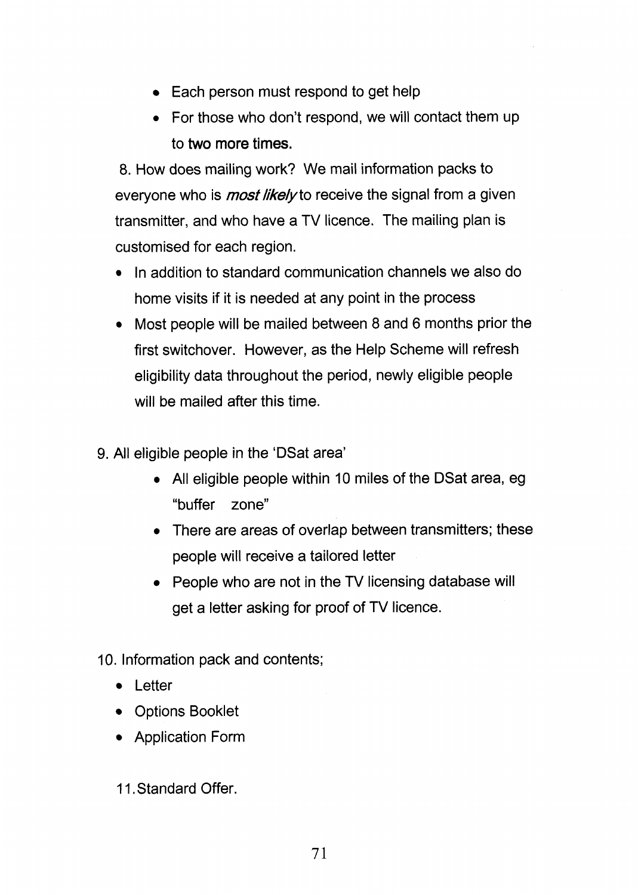- Each person must respond to get help
- For those who don't respond, we will contact them up to **two more times.**

8. How does mailing work? We mail information packs to everyone who is ***most likely*** to receive the signal from a given transmitter, and who have a TV licence. The mailing plan is customised for each region.

- In addition to standard communication channels we also do home visits if it is needed at any point in the process
- Most people will be mailed between 8 and 6 months prior the first switchover. However, as the Help Scheme will refresh eligibility data throughout the period, newly eligible people will be mailed after this time.

9. All eligible people in the 'DSat area'

   - All eligible people within 10 miles of the DSat area, eg "buffer zone"
   - There are areas of overlap between transmitters; these people will receive a tailored letter
   - People who are not in the TV licensing database will get a letter asking for proof of TV licence.

10. Information pack and contents;

- Letter
- Options Booklet
- Application Form

11. Standard Offer.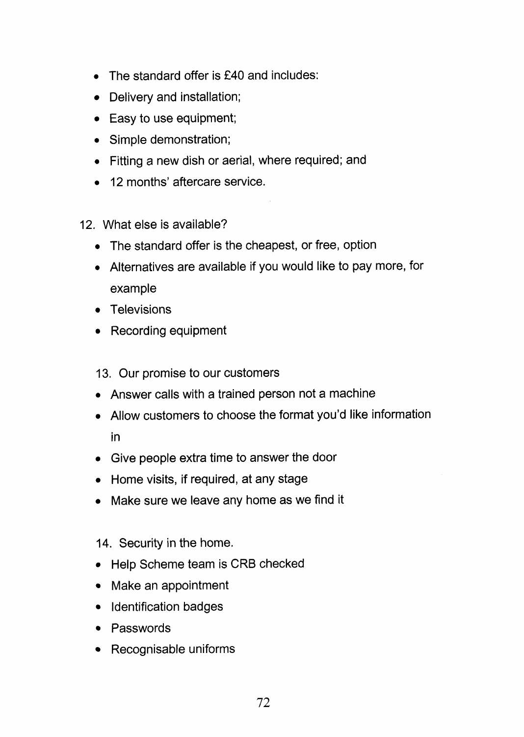- The standard offer is £40 and includes:
- Delivery and installation;
- Easy to use equipment;
- Simple demonstration;
- Fitting a new dish or aerial, where required; and
- 12 months' aftercare service.

12. What else is available?

- The standard offer is the cheapest, or free, option
- Alternatives are available if you would like to pay more, for example
- Televisions
- Recording equipment

13. Our promise to our customers

- Answer calls with a trained person not a machine
- Allow customers to choose the format you'd like information in
- Give people extra time to answer the door
- Home visits, if required, at any stage
- Make sure we leave any home as we find it

14. Security in the home.

- Help Scheme team is CRB checked
- Make an appointment
- Identification badges
- Passwords
- Recognisable uniforms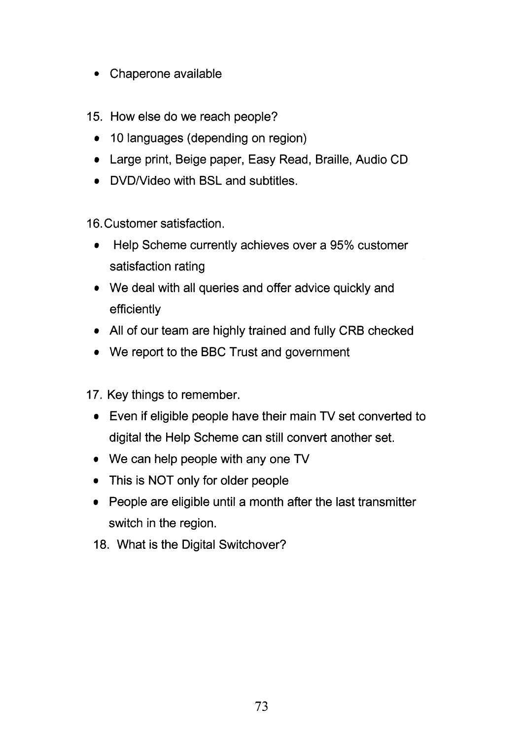- Chaperone available

15. How else do we reach people?
    - 10 languages (depending on region)
    - Large print, Beige paper, Easy Read, Braille, Audio CD
    - DVD/Video with BSL and subtitles.

16. Customer satisfaction.
    - Help Scheme currently achieves over a 95% customer satisfaction rating
    - We deal with all queries and offer advice quickly and efficiently
    - All of our team are highly trained and fully CRB checked
    - We report to the BBC Trust and government

17. Key things to remember.
    - Even if eligible people have their main TV set converted to digital the Help Scheme can still convert another set.
    - We can help people with any one TV
    - This is NOT only for older people
    - People are eligible until a month after the last transmitter switch in the region.

18. What is the Digital Switchover?